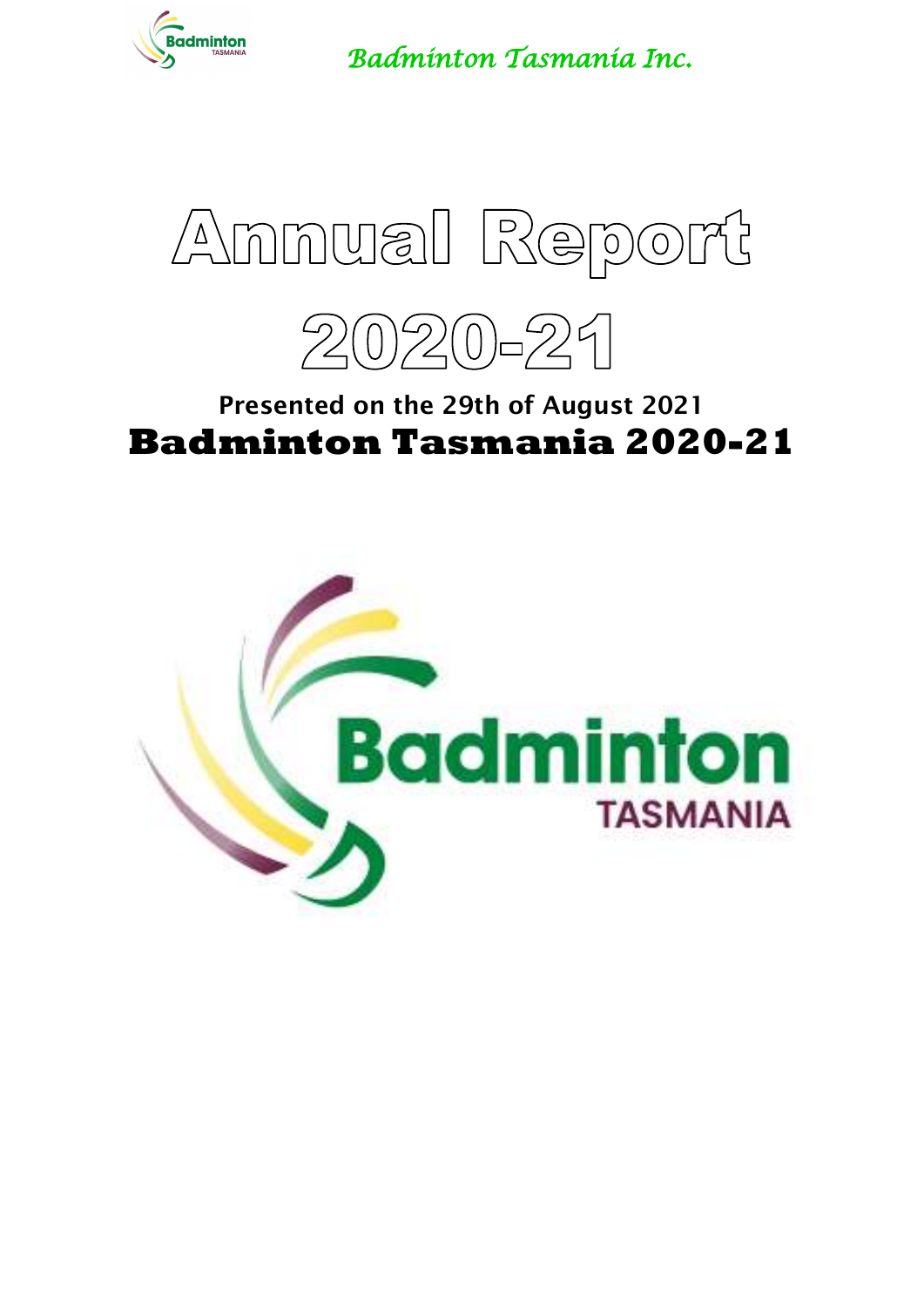*Badminton Tasmania Inc.*

# Annual Report

# 2020-21

**Presented on the 29th of August 2021**

## Badminton Tasmania 2020-21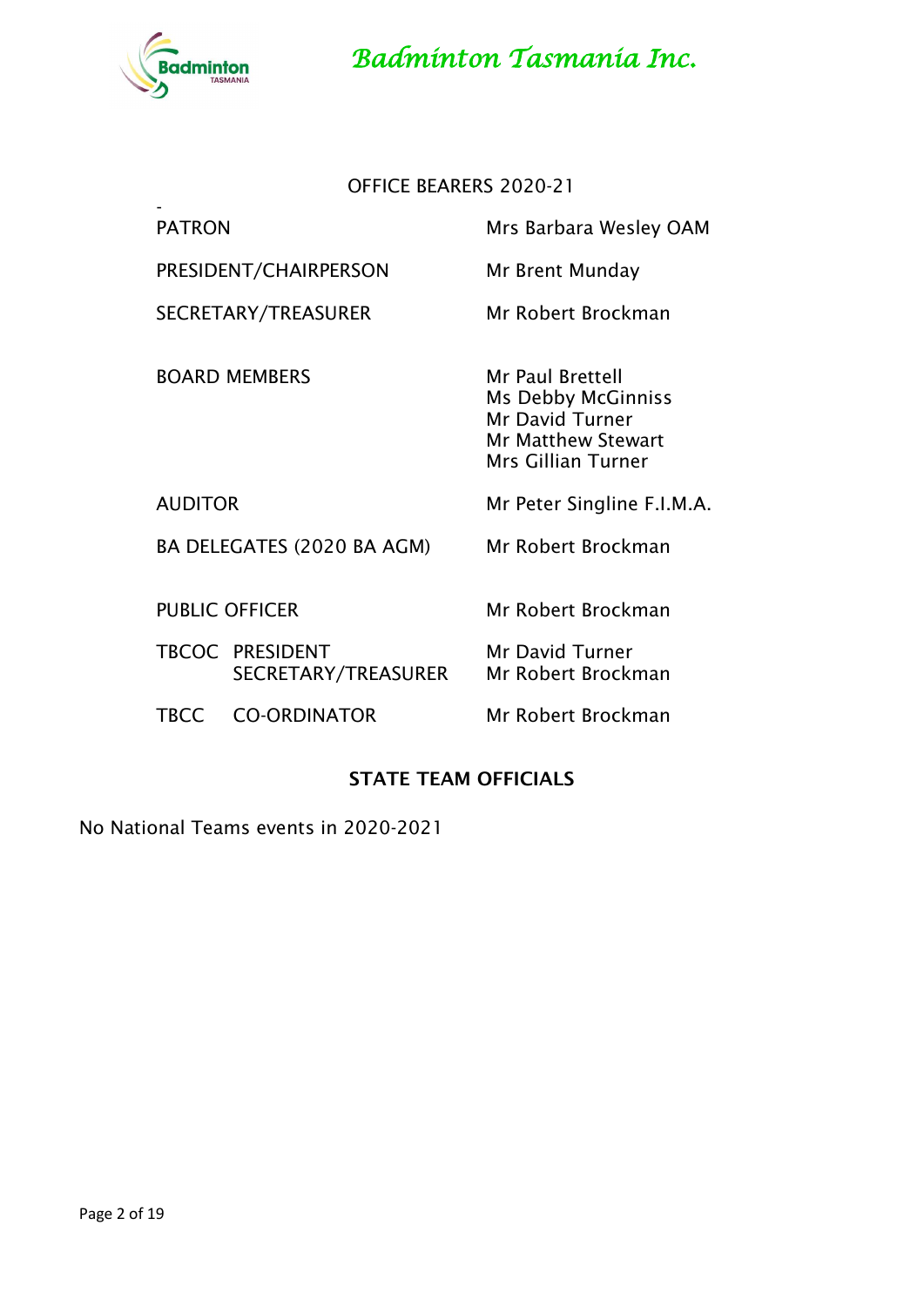## OFFICE BEARERS 2020-21

| | |
|---|---|
| PATRON | Mrs Barbara Wesley OAM |
| PRESIDENT/CHAIRPERSON | Mr Brent Munday |
| SECRETARY/TREASURER | Mr Robert Brockman |
| BOARD MEMBERS | Mr Paul Brettell<br>Ms Debby McGinniss<br>Mr David Turner<br>Mr Matthew Stewart<br>Mrs Gillian Turner |
| AUDITOR | Mr Peter Singline F.I.M.A. |
| BA DELEGATES (2020 BA AGM) | Mr Robert Brockman |
| PUBLIC OFFICER | Mr Robert Brockman |
| TBCOC PRESIDENT<br>SECRETARY/TREASURER | Mr David Turner<br>Mr Robert Brockman |
| TBCC CO-ORDINATOR | Mr Robert Brockman |

## STATE TEAM OFFICIALS

No National Teams events in 2020-2021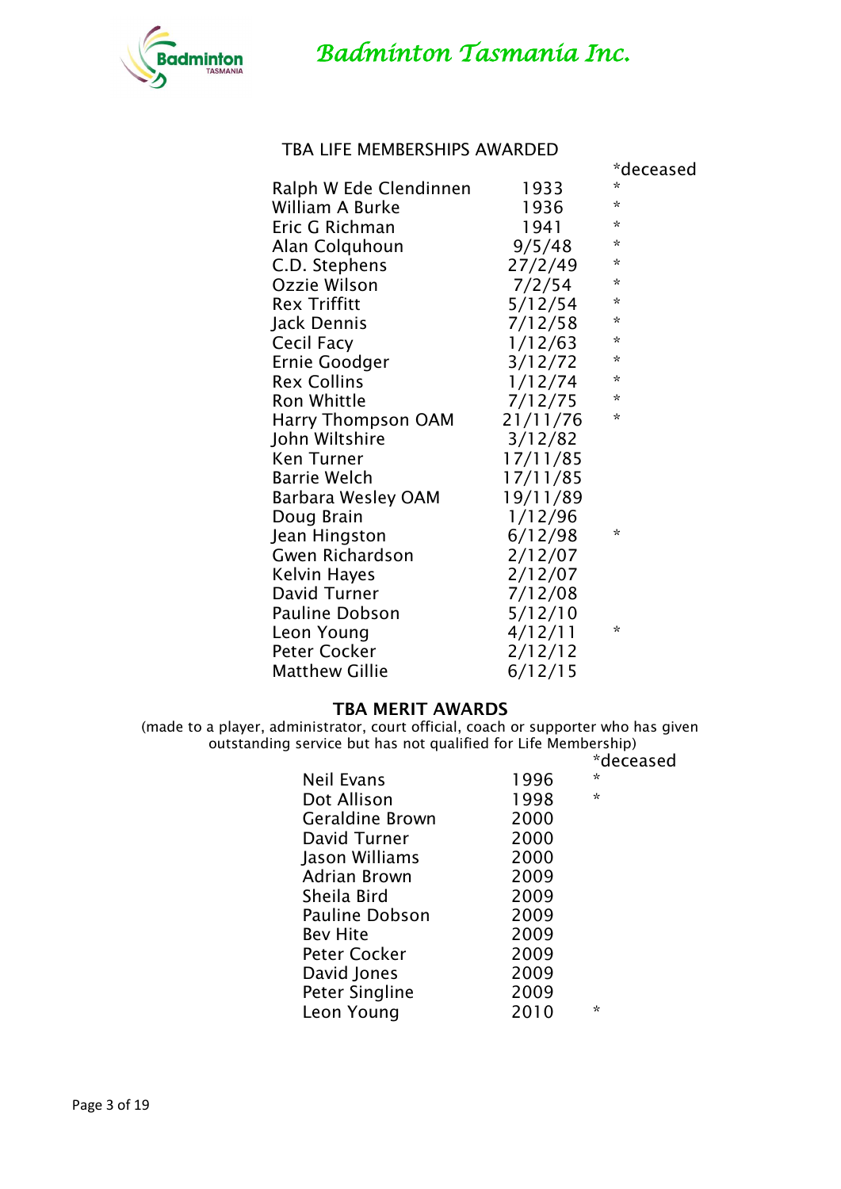# Badminton Tasmania Inc.

## TBA LIFE MEMBERSHIPS AWARDED

| | | *deceased |
|---|---|---|
| Ralph W Ede Clendinnen | 1933 | * |
| William A Burke | 1936 | * |
| Eric G Richman | 1941 | * |
| Alan Colquhoun | 9/5/48 | * |
| C.D. Stephens | 27/2/49 | * |
| Ozzie Wilson | 7/2/54 | * |
| Rex Triffitt | 5/12/54 | * |
| Jack Dennis | 7/12/58 | * |
| Cecil Facy | 1/12/63 | * |
| Ernie Goodger | 3/12/72 | * |
| Rex Collins | 1/12/74 | * |
| Ron Whittle | 7/12/75 | * |
| Harry Thompson OAM | 21/11/76 | * |
| John Wiltshire | 3/12/82 | |
| Ken Turner | 17/11/85 | |
| Barrie Welch | 17/11/85 | |
| Barbara Wesley OAM | 19/11/89 | |
| Doug Brain | 1/12/96 | |
| Jean Hingston | 6/12/98 | * |
| Gwen Richardson | 2/12/07 | |
| Kelvin Hayes | 2/12/07 | |
| David Turner | 7/12/08 | |
| Pauline Dobson | 5/12/10 | |
| Leon Young | 4/12/11 | * |
| Peter Cocker | 2/12/12 | |
| Matthew Gillie | 6/12/15 | |

## TBA MERIT AWARDS

(made to a player, administrator, court official, coach or supporter who has given outstanding service but has not qualified for Life Membership)

| | | *deceased |
|---|---|---|
| Neil Evans | 1996 | * |
| Dot Allison | 1998 | * |
| Geraldine Brown | 2000 | |
| David Turner | 2000 | |
| Jason Williams | 2000 | |
| Adrian Brown | 2009 | |
| Sheila Bird | 2009 | |
| Pauline Dobson | 2009 | |
| Bev Hite | 2009 | |
| Peter Cocker | 2009 | |
| David Jones | 2009 | |
| Peter Singline | 2009 | |
| Leon Young | 2010 | * |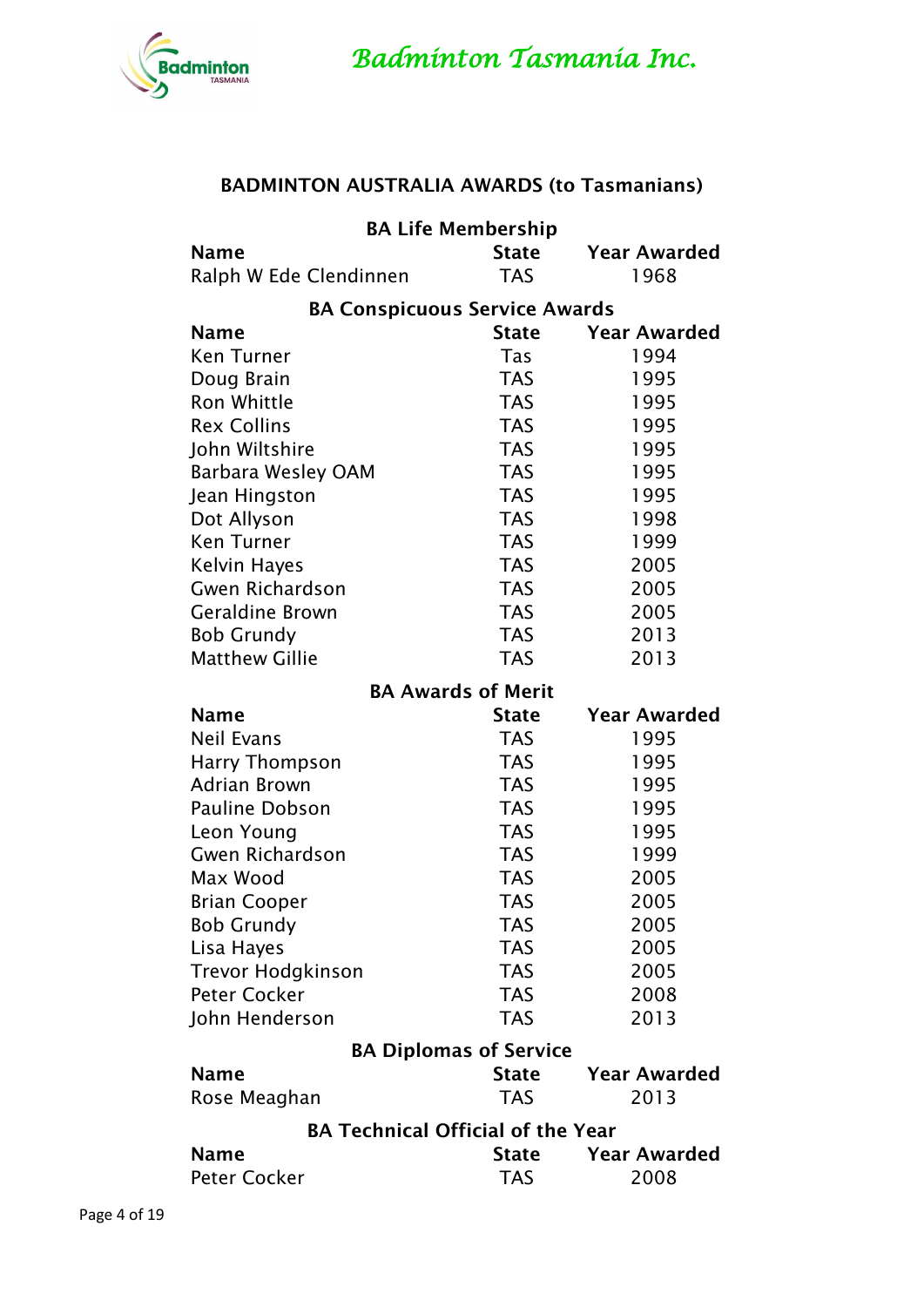## BADMINTON AUSTRALIA AWARDS (to Tasmanians)

### BA Life Membership

| Name | State | Year Awarded |
|---|---|---|
| Ralph W Ede Clendinnen | TAS | 1968 |

### BA Conspicuous Service Awards

| Name | State | Year Awarded |
|---|---|---|
| Ken Turner | Tas | 1994 |
| Doug Brain | TAS | 1995 |
| Ron Whittle | TAS | 1995 |
| Rex Collins | TAS | 1995 |
| John Wiltshire | TAS | 1995 |
| Barbara Wesley OAM | TAS | 1995 |
| Jean Hingston | TAS | 1995 |
| Dot Allyson | TAS | 1998 |
| Ken Turner | TAS | 1999 |
| Kelvin Hayes | TAS | 2005 |
| Gwen Richardson | TAS | 2005 |
| Geraldine Brown | TAS | 2005 |
| Bob Grundy | TAS | 2013 |
| Matthew Gillie | TAS | 2013 |

### BA Awards of Merit

| Name | State | Year Awarded |
|---|---|---|
| Neil Evans | TAS | 1995 |
| Harry Thompson | TAS | 1995 |
| Adrian Brown | TAS | 1995 |
| Pauline Dobson | TAS | 1995 |
| Leon Young | TAS | 1995 |
| Gwen Richardson | TAS | 1999 |
| Max Wood | TAS | 2005 |
| Brian Cooper | TAS | 2005 |
| Bob Grundy | TAS | 2005 |
| Lisa Hayes | TAS | 2005 |
| Trevor Hodgkinson | TAS | 2005 |
| Peter Cocker | TAS | 2008 |
| John Henderson | TAS | 2013 |

### BA Diplomas of Service

| Name | State | Year Awarded |
|---|---|---|
| Rose Meaghan | TAS | 2013 |

### BA Technical Official of the Year

| Name | State | Year Awarded |
|---|---|---|
| Peter Cocker | TAS | 2008 |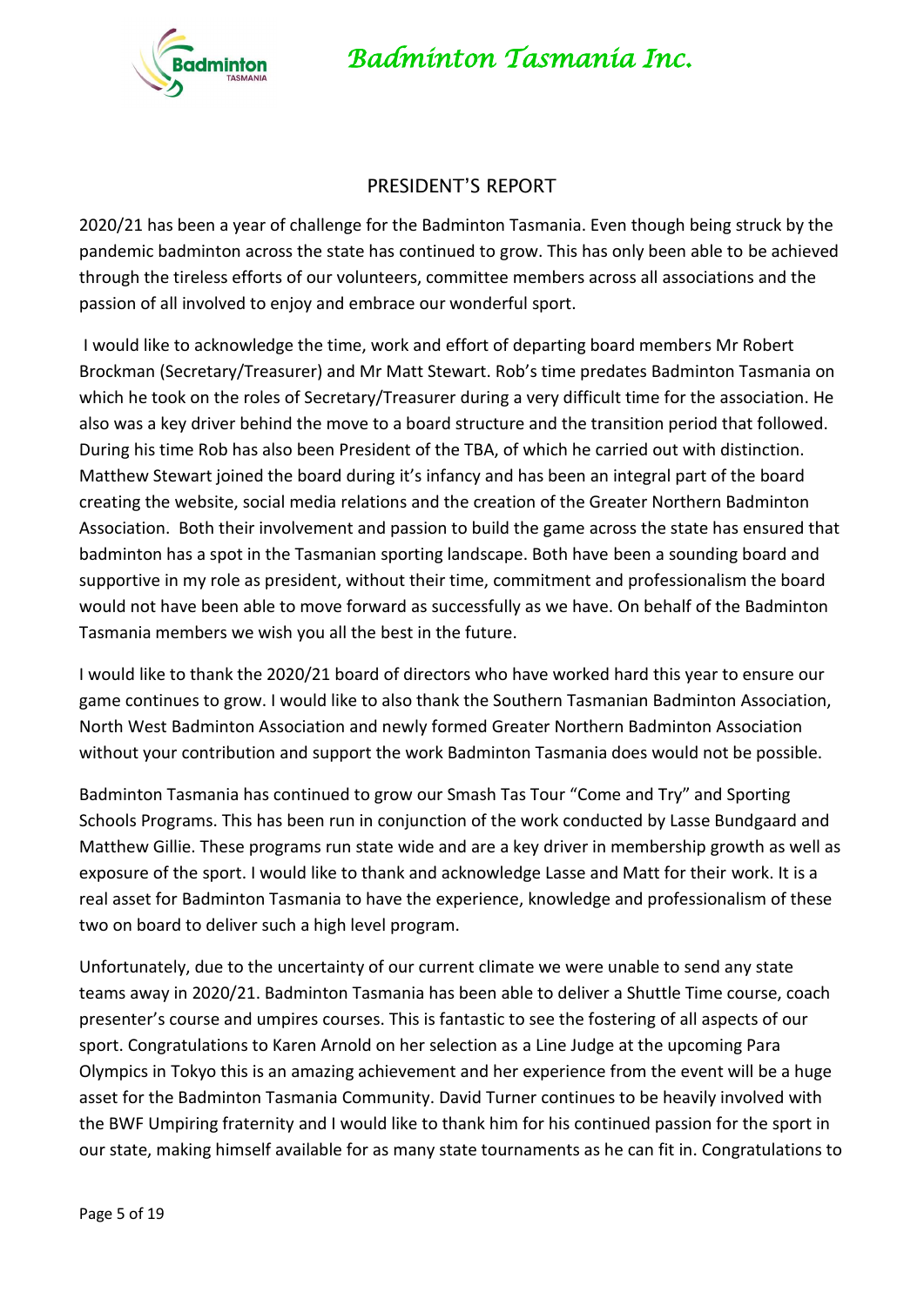## PRESIDENT'S REPORT

2020/21 has been a year of challenge for the Badminton Tasmania. Even though being struck by the pandemic badminton across the state has continued to grow. This has only been able to be achieved through the tireless efforts of our volunteers, committee members across all associations and the passion of all involved to enjoy and embrace our wonderful sport.

I would like to acknowledge the time, work and effort of departing board members Mr Robert Brockman (Secretary/Treasurer) and Mr Matt Stewart. Rob's time predates Badminton Tasmania on which he took on the roles of Secretary/Treasurer during a very difficult time for the association. He also was a key driver behind the move to a board structure and the transition period that followed. During his time Rob has also been President of the TBA, of which he carried out with distinction. Matthew Stewart joined the board during it's infancy and has been an integral part of the board creating the website, social media relations and the creation of the Greater Northern Badminton Association. Both their involvement and passion to build the game across the state has ensured that badminton has a spot in the Tasmanian sporting landscape. Both have been a sounding board and supportive in my role as president, without their time, commitment and professionalism the board would not have been able to move forward as successfully as we have. On behalf of the Badminton Tasmania members we wish you all the best in the future.

I would like to thank the 2020/21 board of directors who have worked hard this year to ensure our game continues to grow. I would like to also thank the Southern Tasmanian Badminton Association, North West Badminton Association and newly formed Greater Northern Badminton Association without your contribution and support the work Badminton Tasmania does would not be possible.

Badminton Tasmania has continued to grow our Smash Tas Tour "Come and Try" and Sporting Schools Programs. This has been run in conjunction of the work conducted by Lasse Bundgaard and Matthew Gillie. These programs run state wide and are a key driver in membership growth as well as exposure of the sport. I would like to thank and acknowledge Lasse and Matt for their work. It is a real asset for Badminton Tasmania to have the experience, knowledge and professionalism of these two on board to deliver such a high level program.

Unfortunately, due to the uncertainty of our current climate we were unable to send any state teams away in 2020/21. Badminton Tasmania has been able to deliver a Shuttle Time course, coach presenter's course and umpires courses. This is fantastic to see the fostering of all aspects of our sport. Congratulations to Karen Arnold on her selection as a Line Judge at the upcoming Para Olympics in Tokyo this is an amazing achievement and her experience from the event will be a huge asset for the Badminton Tasmania Community. David Turner continues to be heavily involved with the BWF Umpiring fraternity and I would like to thank him for his continued passion for the sport in our state, making himself available for as many state tournaments as he can fit in. Congratulations to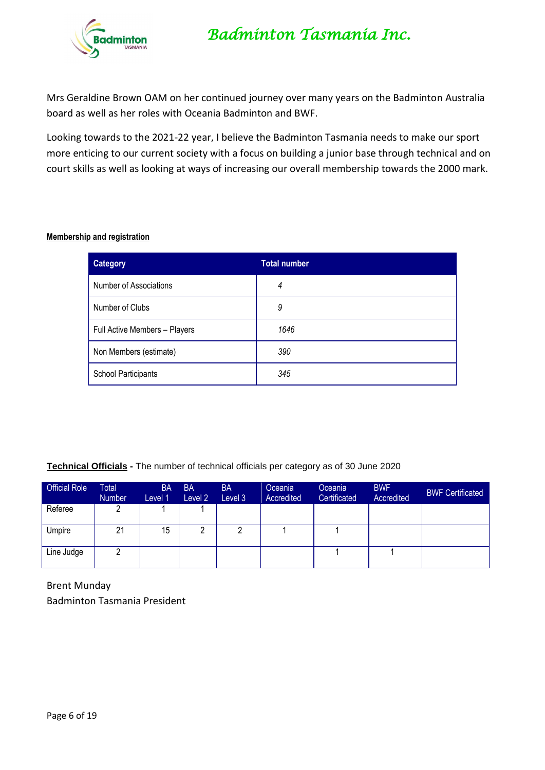Mrs Geraldine Brown OAM on her continued journey over many years on the Badminton Australia board as well as her roles with Oceania Badminton and BWF.

Looking towards to the 2021-22 year, I believe the Badminton Tasmania needs to make our sport more enticing to our current society with a focus on building a junior base through technical and on court skills as well as looking at ways of increasing our overall membership towards the 2000 mark.

**Membership and registration**

| Category | Total number |
|---|---|
| Number of Associations | *4* |
| Number of Clubs | *9* |
| Full Active Members – Players | *1646* |
| Non Members (estimate) | *390* |
| School Participants | *345* |

**Technical Officials** - The number of technical officials per category as of 30 June 2020

| Official Role | Total Number | BA Level 1 | BA Level 2 | BA Level 3 | Oceania Accredited | Oceania Certificated | BWF Accredited | BWF Certificated |
|---|---|---|---|---|---|---|---|---|
| Referee | 2 | 1 | 1 | | | | | |
| Umpire | 21 | 15 | 2 | 2 | 1 | 1 | | |
| Line Judge | 2 | | | | | 1 | 1 | |

Brent Munday
Badminton Tasmania President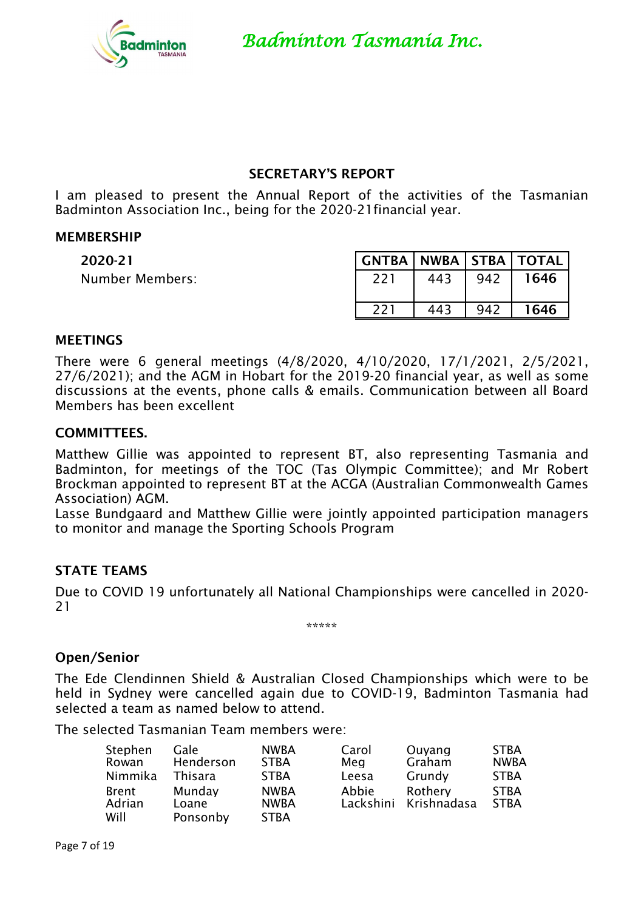## SECRETARY'S REPORT

I am pleased to present the Annual Report of the activities of the Tasmanian Badminton Association Inc., being for the 2020-21financial year.

### MEMBERSHIP

**2020-21**

Number Members:

| GNTBA | NWBA | STBA | TOTAL |
|---|---|---|---|
| 221 | 443 | 942 | **1646** |
| 221 | 443 | 942 | **1646** |

### MEETINGS

There were 6 general meetings (4/8/2020, 4/10/2020, 17/1/2021, 2/5/2021, 27/6/2021); and the AGM in Hobart for the 2019-20 financial year, as well as some discussions at the events, phone calls & emails. Communication between all Board Members has been excellent

### COMMITTEES.

Matthew Gillie was appointed to represent BT, also representing Tasmania and Badminton, for meetings of the TOC (Tas Olympic Committee); and Mr Robert Brockman appointed to represent BT at the ACGA (Australian Commonwealth Games Association) AGM.

Lasse Bundgaard and Matthew Gillie were jointly appointed participation managers to monitor and manage the Sporting Schools Program

### STATE TEAMS

Due to COVID 19 unfortunately all National Championships were cancelled in 2020-21

*****

### Open/Senior

The Ede Clendinnen Shield & Australian Closed Championships which were to be held in Sydney were cancelled again due to COVID-19, Badminton Tasmania had selected a team as named below to attend.

The selected Tasmanian Team members were:

| | | | | | |
|---|---|---|---|---|---|
| Stephen | Gale | NWBA | Carol | Ouyang | STBA |
| Rowan | Henderson | STBA | Meg | Graham | NWBA |
| Nimmika | Thisara | STBA | Leesa | Grundy | STBA |
| Brent | Munday | NWBA | Abbie | Rothery | STBA |
| Adrian | Loane | NWBA | Lackshini | Krishnadasa | STBA |
| Will | Ponsonby | STBA | | | |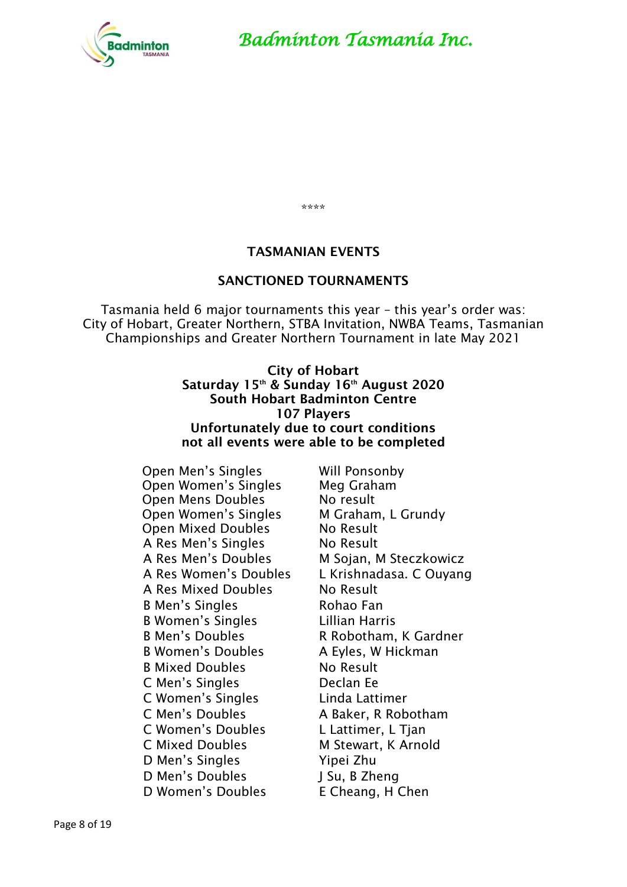\*\*\*\*

## TASMANIAN EVENTS

## SANCTIONED TOURNAMENTS

Tasmania held 6 major tournaments this year – this year's order was: City of Hobart, Greater Northern, STBA Invitation, NWBA Teams, Tasmanian Championships and Greater Northern Tournament in late May 2021

**City of Hobart**
**Saturday 15th & Sunday 16th August 2020**
**South Hobart Badminton Centre**
**107 Players**
**Unfortunately due to court conditions not all events were able to be completed**

| | |
|---|---|
| Open Men's Singles | Will Ponsonby |
| Open Women's Singles | Meg Graham |
| Open Mens Doubles | No result |
| Open Women's Singles | M Graham, L Grundy |
| Open Mixed Doubles | No Result |
| A Res Men's Singles | No Result |
| A Res Men's Doubles | M Sojan, M Steczkowicz |
| A Res Women's Doubles | L Krishnadasa. C Ouyang |
| A Res Mixed Doubles | No Result |
| B Men's Singles | Rohao Fan |
| B Women's Singles | Lillian Harris |
| B Men's Doubles | R Robotham, K Gardner |
| B Women's Doubles | A Eyles, W Hickman |
| B Mixed Doubles | No Result |
| C Men's Singles | Declan Ee |
| C Women's Singles | Linda Lattimer |
| C Men's Doubles | A Baker, R Robotham |
| C Women's Doubles | L Lattimer, L Tjan |
| C Mixed Doubles | M Stewart, K Arnold |
| D Men's Singles | Yipei Zhu |
| D Men's Doubles | J Su, B Zheng |
| D Women's Doubles | E Cheang, H Chen |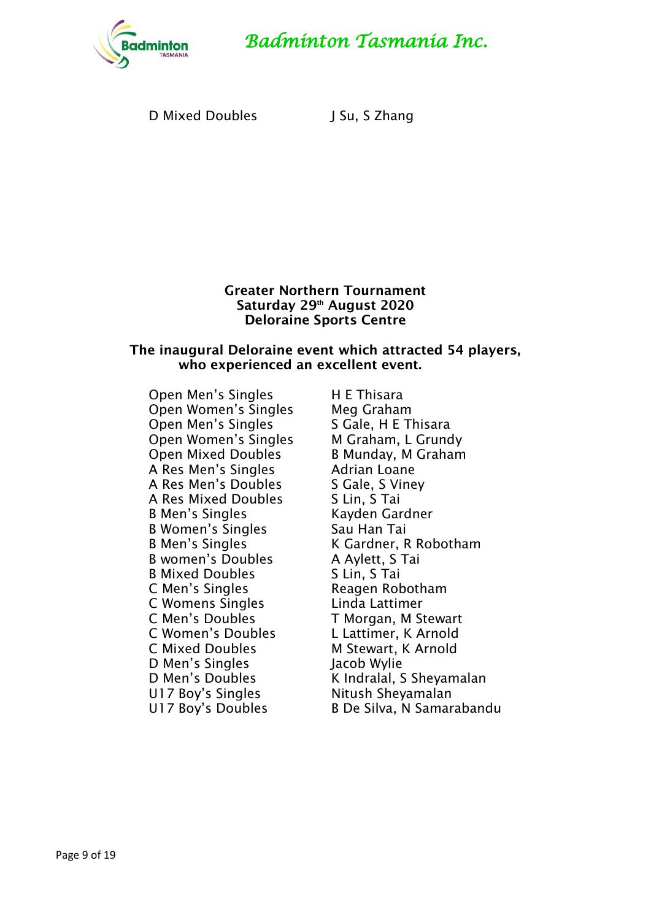D Mixed Doubles J Su, S Zhang

**Greater Northern Tournament**
**Saturday 29th August 2020**
**Deloraine Sports Centre**

**The inaugural Deloraine event which attracted 54 players, who experienced an excellent event.**

| | |
|---|---|
| Open Men's Singles | H E Thisara |
| Open Women's Singles | Meg Graham |
| Open Men's Singles | S Gale, H E Thisara |
| Open Women's Singles | M Graham, L Grundy |
| Open Mixed Doubles | B Munday, M Graham |
| A Res Men's Singles | Adrian Loane |
| A Res Men's Doubles | S Gale, S Viney |
| A Res Mixed Doubles | S Lin, S Tai |
| B Men's Singles | Kayden Gardner |
| B Women's Singles | Sau Han Tai |
| B Men's Singles | K Gardner, R Robotham |
| B women's Doubles | A Aylett, S Tai |
| B Mixed Doubles | S Lin, S Tai |
| C Men's Singles | Reagen Robotham |
| C Womens Singles | Linda Lattimer |
| C Men's Doubles | T Morgan, M Stewart |
| C Women's Doubles | L Lattimer, K Arnold |
| C Mixed Doubles | M Stewart, K Arnold |
| D Men's Singles | Jacob Wylie |
| D Men's Doubles | K Indralal, S Sheyamalan |
| U17 Boy's Singles | Nitush Sheyamalan |
| U17 Boy's Doubles | B De Silva, N Samarabandu |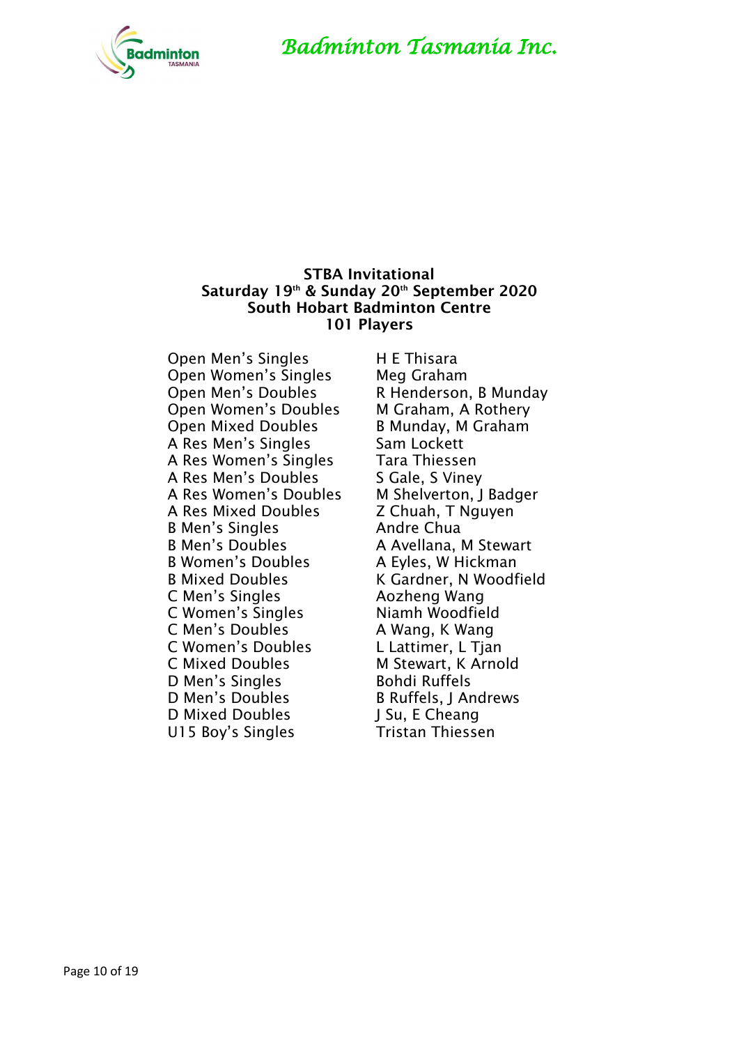**STBA Invitational**
**Saturday 19th & Sunday 20th September 2020**
**South Hobart Badminton Centre**
**101 Players**

| | |
|---|---|
| Open Men's Singles | H E Thisara |
| Open Women's Singles | Meg Graham |
| Open Men's Doubles | R Henderson, B Munday |
| Open Women's Doubles | M Graham, A Rothery |
| Open Mixed Doubles | B Munday, M Graham |
| A Res Men's Singles | Sam Lockett |
| A Res Women's Singles | Tara Thiessen |
| A Res Men's Doubles | S Gale, S Viney |
| A Res Women's Doubles | M Shelverton, J Badger |
| A Res Mixed Doubles | Z Chuah, T Nguyen |
| B Men's Singles | Andre Chua |
| B Men's Doubles | A Avellana, M Stewart |
| B Women's Doubles | A Eyles, W Hickman |
| B Mixed Doubles | K Gardner, N Woodfield |
| C Men's Singles | Aozheng Wang |
| C Women's Singles | Niamh Woodfield |
| C Men's Doubles | A Wang, K Wang |
| C Women's Doubles | L Lattimer, L Tjan |
| C Mixed Doubles | M Stewart, K Arnold |
| D Men's Singles | Bohdi Ruffels |
| D Men's Doubles | B Ruffels, J Andrews |
| D Mixed Doubles | J Su, E Cheang |
| U15 Boy's Singles | Tristan Thiessen |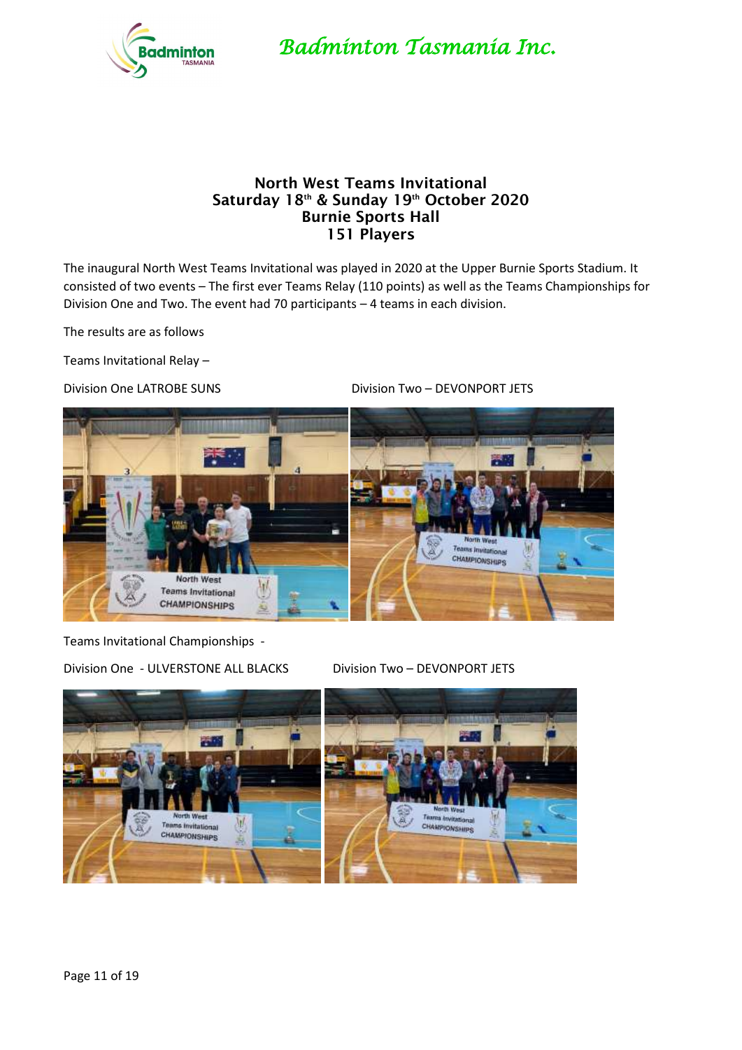## North West Teams Invitational
## Saturday 18th & Sunday 19th October 2020
## Burnie Sports Hall
## 151 Players

The inaugural North West Teams Invitational was played in 2020 at the Upper Burnie Sports Stadium. It consisted of two events – The first ever Teams Relay (110 points) as well as the Teams Championships for Division One and Two. The event had 70 participants – 4 teams in each division.

The results are as follows

Teams Invitational Relay –

Division One LATROBE SUNS

Division Two – DEVONPORT JETS

Teams Invitational Championships -

Division One - ULVERSTONE ALL BLACKS

Division Two – DEVONPORT JETS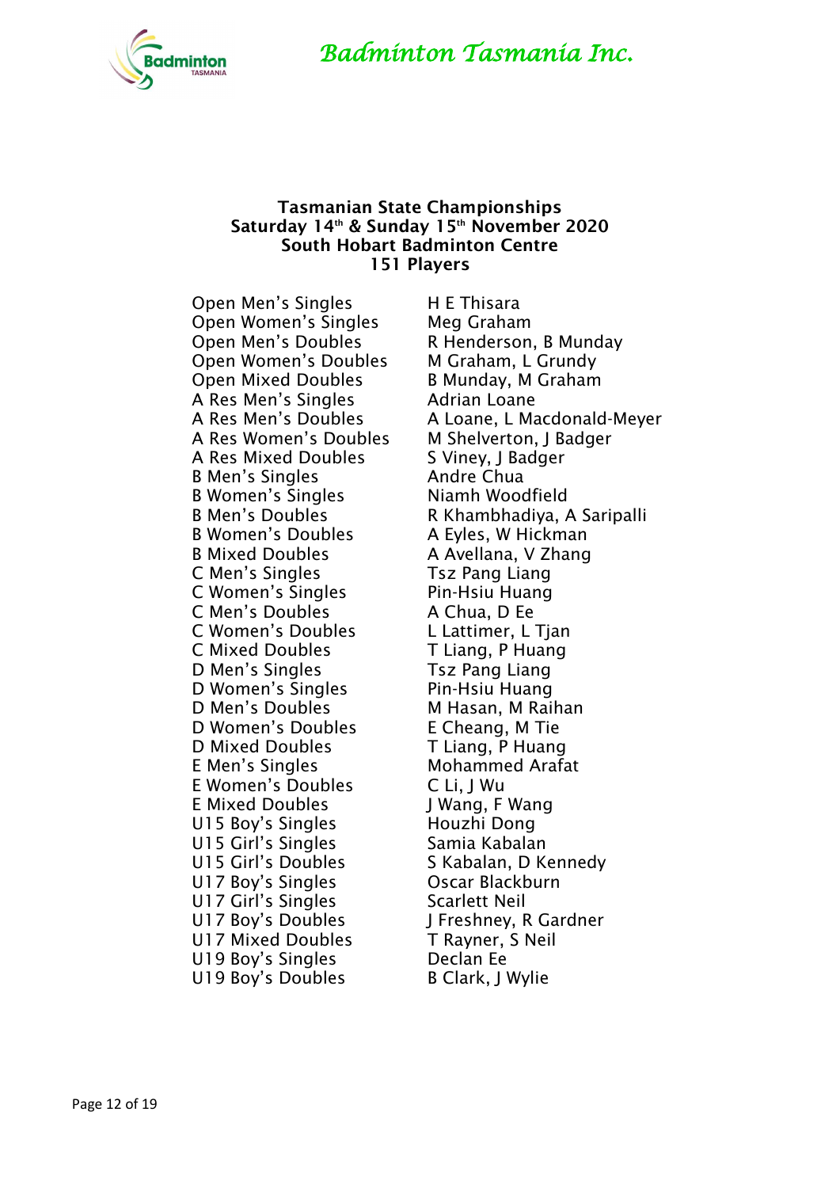**Tasmanian State Championships**
**Saturday 14th & Sunday 15th November 2020**
**South Hobart Badminton Centre**
**151 Players**

| | |
|---|---|
| Open Men's Singles | H E Thisara |
| Open Women's Singles | Meg Graham |
| Open Men's Doubles | R Henderson, B Munday |
| Open Women's Doubles | M Graham, L Grundy |
| Open Mixed Doubles | B Munday, M Graham |
| A Res Men's Singles | Adrian Loane |
| A Res Men's Doubles | A Loane, L Macdonald-Meyer |
| A Res Women's Doubles | M Shelverton, J Badger |
| A Res Mixed Doubles | S Viney, J Badger |
| B Men's Singles | Andre Chua |
| B Women's Singles | Niamh Woodfield |
| B Men's Doubles | R Khambhadiya, A Saripalli |
| B Women's Doubles | A Eyles, W Hickman |
| B Mixed Doubles | A Avellana, V Zhang |
| C Men's Singles | Tsz Pang Liang |
| C Women's Singles | Pin-Hsiu Huang |
| C Men's Doubles | A Chua, D Ee |
| C Women's Doubles | L Lattimer, L Tjan |
| C Mixed Doubles | T Liang, P Huang |
| D Men's Singles | Tsz Pang Liang |
| D Women's Singles | Pin-Hsiu Huang |
| D Men's Doubles | M Hasan, M Raihan |
| D Women's Doubles | E Cheang, M Tie |
| D Mixed Doubles | T Liang, P Huang |
| E Men's Singles | Mohammed Arafat |
| E Women's Doubles | C Li, J Wu |
| E Mixed Doubles | J Wang, F Wang |
| U15 Boy's Singles | Houzhi Dong |
| U15 Girl's Singles | Samia Kabalan |
| U15 Girl's Doubles | S Kabalan, D Kennedy |
| U17 Boy's Singles | Oscar Blackburn |
| U17 Girl's Singles | Scarlett Neil |
| U17 Boy's Doubles | J Freshney, R Gardner |
| U17 Mixed Doubles | T Rayner, S Neil |
| U19 Boy's Singles | Declan Ee |
| U19 Boy's Doubles | B Clark, J Wylie |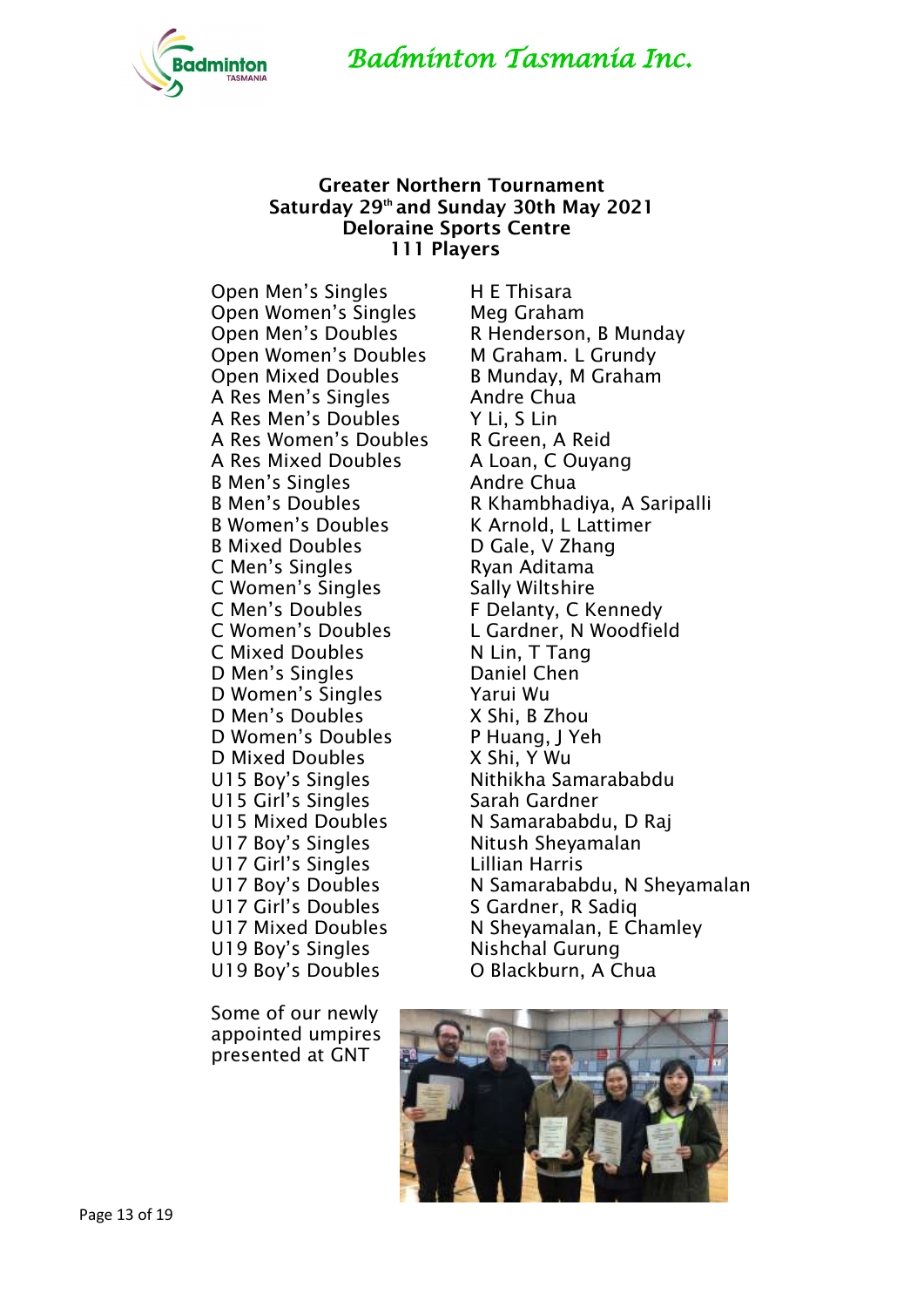## Greater Northern Tournament
**Saturday 29th and Sunday 30th May 2021**
**Deloraine Sports Centre**
**111 Players**

| | |
|---|---|
| Open Men's Singles | H E Thisara |
| Open Women's Singles | Meg Graham |
| Open Men's Doubles | R Henderson, B Munday |
| Open Women's Doubles | M Graham. L Grundy |
| Open Mixed Doubles | B Munday, M Graham |
| A Res Men's Singles | Andre Chua |
| A Res Men's Doubles | Y Li, S Lin |
| A Res Women's Doubles | R Green, A Reid |
| A Res Mixed Doubles | A Loan, C Ouyang |
| B Men's Singles | Andre Chua |
| B Men's Doubles | R Khambhadiya, A Saripalli |
| B Women's Doubles | K Arnold, L Lattimer |
| B Mixed Doubles | D Gale, V Zhang |
| C Men's Singles | Ryan Aditama |
| C Women's Singles | Sally Wiltshire |
| C Men's Doubles | F Delanty, C Kennedy |
| C Women's Doubles | L Gardner, N Woodfield |
| C Mixed Doubles | N Lin, T Tang |
| D Men's Singles | Daniel Chen |
| D Women's Singles | Yarui Wu |
| D Men's Doubles | X Shi, B Zhou |
| D Women's Doubles | P Huang, J Yeh |
| D Mixed Doubles | X Shi, Y Wu |
| U15 Boy's Singles | Nithikha Samarababdu |
| U15 Girl's Singles | Sarah Gardner |
| U15 Mixed Doubles | N Samarababdu, D Raj |
| U17 Boy's Singles | Nitush Sheyamalan |
| U17 Girl's Singles | Lillian Harris |
| U17 Boy's Doubles | N Samarababdu, N Sheyamalan |
| U17 Girl's Doubles | S Gardner, R Sadiq |
| U17 Mixed Doubles | N Sheyamalan, E Chamley |
| U19 Boy's Singles | Nishchal Gurung |
| U19 Boy's Doubles | O Blackburn, A Chua |

Some of our newly appointed umpires presented at GNT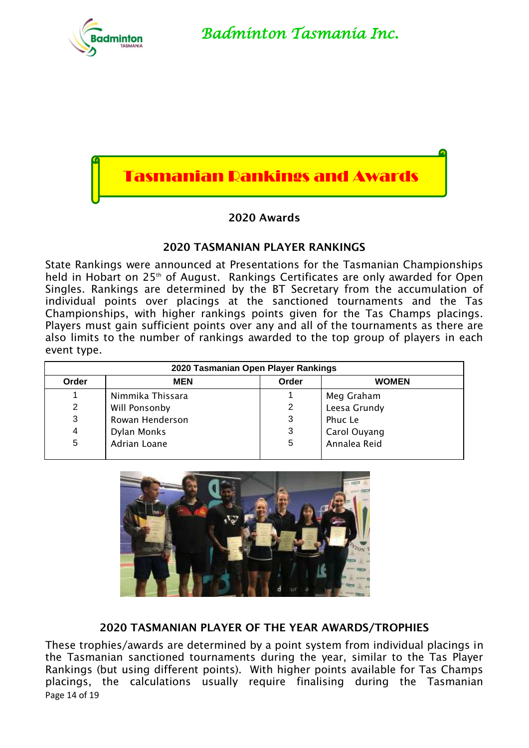# Tasmanian Rankings and Awards

## 2020 Awards

### 2020 TASMANIAN PLAYER RANKINGS

State Rankings were announced at Presentations for the Tasmanian Championships held in Hobart on 25th of August. Rankings Certificates are only awarded for Open Singles. Rankings are determined by the BT Secretary from the accumulation of individual points over placings at the sanctioned tournaments and the Tas Championships, with higher rankings points given for the Tas Champs placings. Players must gain sufficient points over any and all of the tournaments as there are also limits to the number of rankings awarded to the top group of players in each event type.

| 2020 Tasmanian Open Player Rankings | | | |
|---|---|---|---|
| **Order** | **MEN** | **Order** | **WOMEN** |
| 1 | Nimmika Thissara | 1 | Meg Graham |
| 2 | Will Ponsonby | 2 | Leesa Grundy |
| 3 | Rowan Henderson | 3 | Phuc Le |
| 4 | Dylan Monks | 3 | Carol Ouyang |
| 5 | Adrian Loane | 5 | Annalea Reid |

### 2020 TASMANIAN PLAYER OF THE YEAR AWARDS/TROPHIES

These trophies/awards are determined by a point system from individual placings in the Tasmanian sanctioned tournaments during the year, similar to the Tas Player Rankings (but using different points). With higher points available for Tas Champs placings, the calculations usually require finalising during the Tasmanian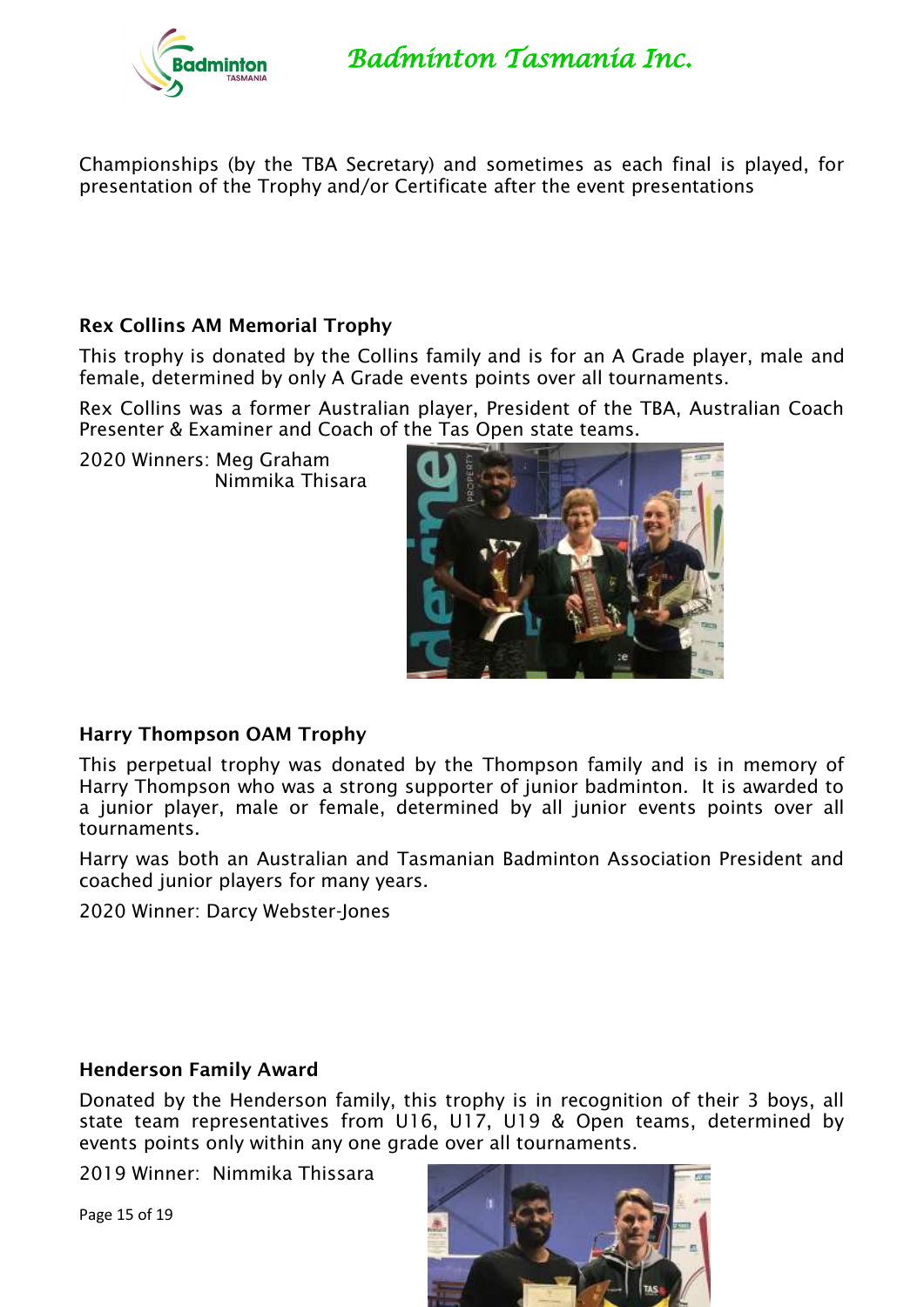Championships (by the TBA Secretary) and sometimes as each final is played, for presentation of the Trophy and/or Certificate after the event presentations

### Rex Collins AM Memorial Trophy

This trophy is donated by the Collins family and is for an A Grade player, male and female, determined by only A Grade events points over all tournaments.

Rex Collins was a former Australian player, President of the TBA, Australian Coach Presenter & Examiner and Coach of the Tas Open state teams.

2020 Winners: Meg Graham
Nimmika Thisara

### Harry Thompson OAM Trophy

This perpetual trophy was donated by the Thompson family and is in memory of Harry Thompson who was a strong supporter of junior badminton. It is awarded to a junior player, male or female, determined by all junior events points over all tournaments.

Harry was both an Australian and Tasmanian Badminton Association President and coached junior players for many years.

2020 Winner: Darcy Webster-Jones

### Henderson Family Award

Donated by the Henderson family, this trophy is in recognition of their 3 boys, all state team representatives from U16, U17, U19 & Open teams, determined by events points only within any one grade over all tournaments.

2019 Winner: Nimmika Thissara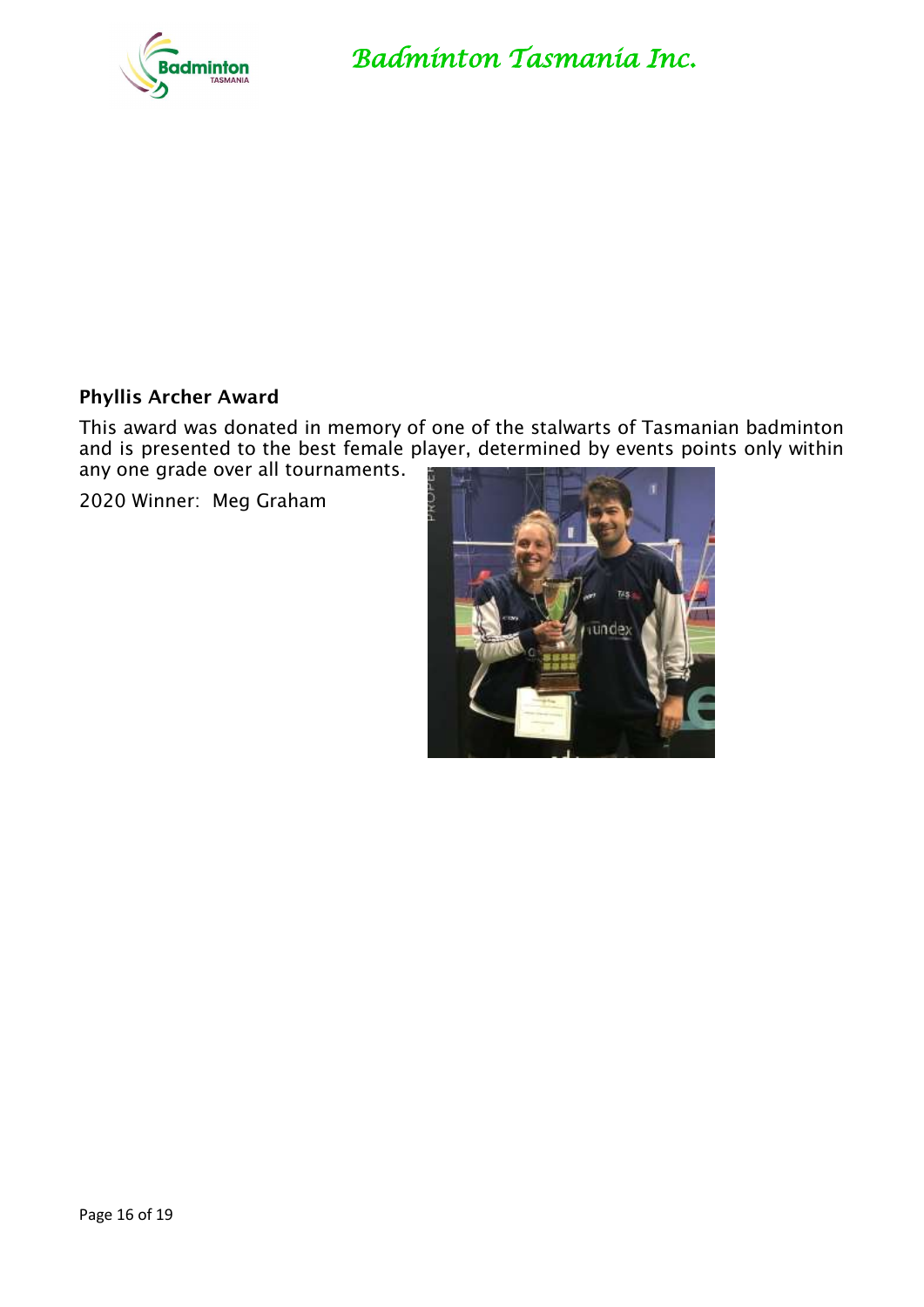### Phyllis Archer Award

This award was donated in memory of one of the stalwarts of Tasmanian badminton and is presented to the best female player, determined by events points only within any one grade over all tournaments.

2020 Winner: Meg Graham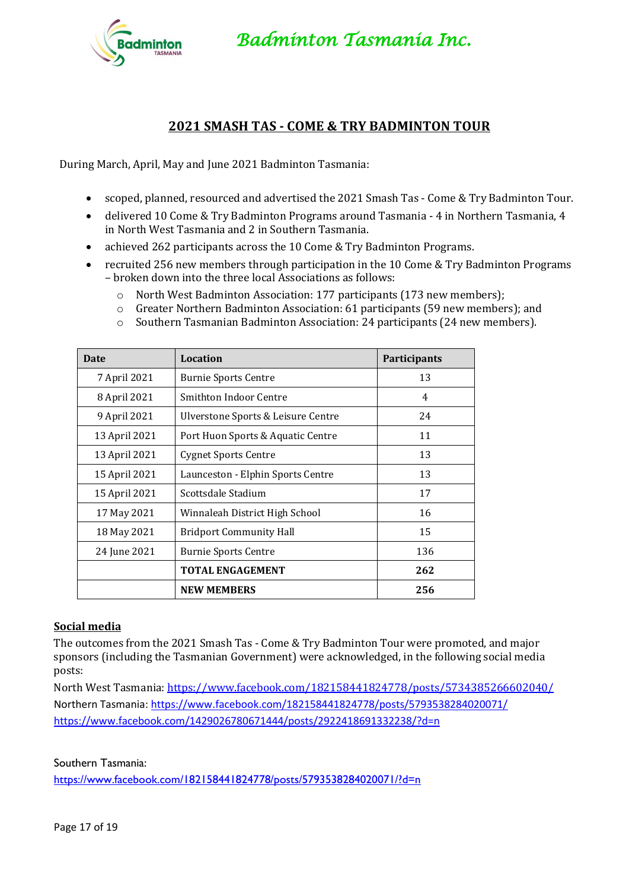## 2021 SMASH TAS - COME & TRY BADMINTON TOUR

During March, April, May and June 2021 Badminton Tasmania:

- scoped, planned, resourced and advertised the 2021 Smash Tas - Come & Try Badminton Tour.
- delivered 10 Come & Try Badminton Programs around Tasmania - 4 in Northern Tasmania, 4 in North West Tasmania and 2 in Southern Tasmania.
- achieved 262 participants across the 10 Come & Try Badminton Programs.
- recruited 256 new members through participation in the 10 Come & Try Badminton Programs – broken down into the three local Associations as follows:
  - North West Badminton Association: 177 participants (173 new members);
  - Greater Northern Badminton Association: 61 participants (59 new members); and
  - Southern Tasmanian Badminton Association: 24 participants (24 new members).

| Date | Location | Participants |
|---|---|---|
| 7 April 2021 | Burnie Sports Centre | 13 |
| 8 April 2021 | Smithton Indoor Centre | 4 |
| 9 April 2021 | Ulverstone Sports & Leisure Centre | 24 |
| 13 April 2021 | Port Huon Sports & Aquatic Centre | 11 |
| 13 April 2021 | Cygnet Sports Centre | 13 |
| 15 April 2021 | Launceston - Elphin Sports Centre | 13 |
| 15 April 2021 | Scottsdale Stadium | 17 |
| 17 May 2021 | Winnaleah District High School | 16 |
| 18 May 2021 | Bridport Community Hall | 15 |
| 24 June 2021 | Burnie Sports Centre | 136 |
| | **TOTAL ENGAGEMENT** | **262** |
| | **NEW MEMBERS** | **256** |

**Social media**

The outcomes from the 2021 Smash Tas - Come & Try Badminton Tour were promoted, and major sponsors (including the Tasmanian Government) were acknowledged, in the following social media posts:

North West Tasmania: https://www.facebook.com/182158441824778/posts/5734385266602040/

Northern Tasmania: https://www.facebook.com/182158441824778/posts/5793538284020071/

https://www.facebook.com/1429026780671444/posts/2922418691332238/?d=n

Southern Tasmania:

https://www.facebook.com/182158441824778/posts/5793538284020071/?d=n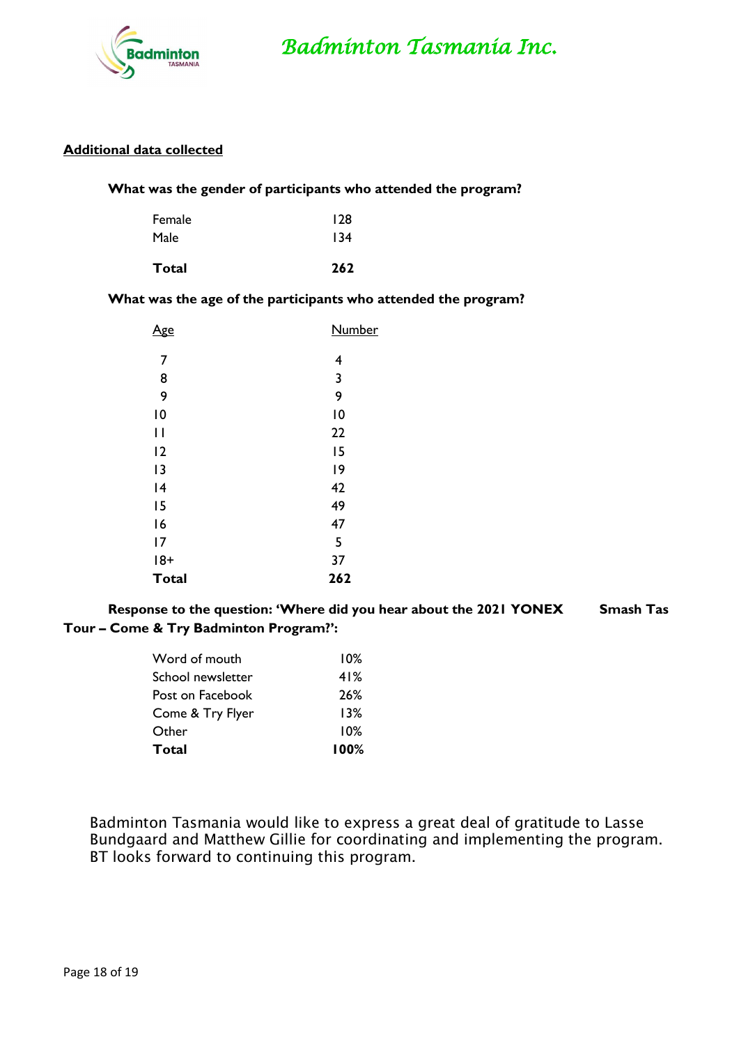## Additional data collected

**What was the gender of participants who attended the program?**

| | |
|---|---|
| Female | 128 |
| Male | 134 |
| **Total** | **262** |

**What was the age of the participants who attended the program?**

| Age | Number |
|---|---|
| 7 | 4 |
| 8 | 3 |
| 9 | 9 |
| 10 | 10 |
| 11 | 22 |
| 12 | 15 |
| 13 | 19 |
| 14 | 42 |
| 15 | 49 |
| 16 | 47 |
| 17 | 5 |
| 18+ | 37 |
| **Total** | **262** |

**Response to the question: 'Where did you hear about the 2021 YONEX Smash Tas Tour – Come & Try Badminton Program?':**

| | |
|---|---|
| Word of mouth | 10% |
| School newsletter | 41% |
| Post on Facebook | 26% |
| Come & Try Flyer | 13% |
| Other | 10% |
| **Total** | **100%** |

Badminton Tasmania would like to express a great deal of gratitude to Lasse Bundgaard and Matthew Gillie for coordinating and implementing the program. BT looks forward to continuing this program.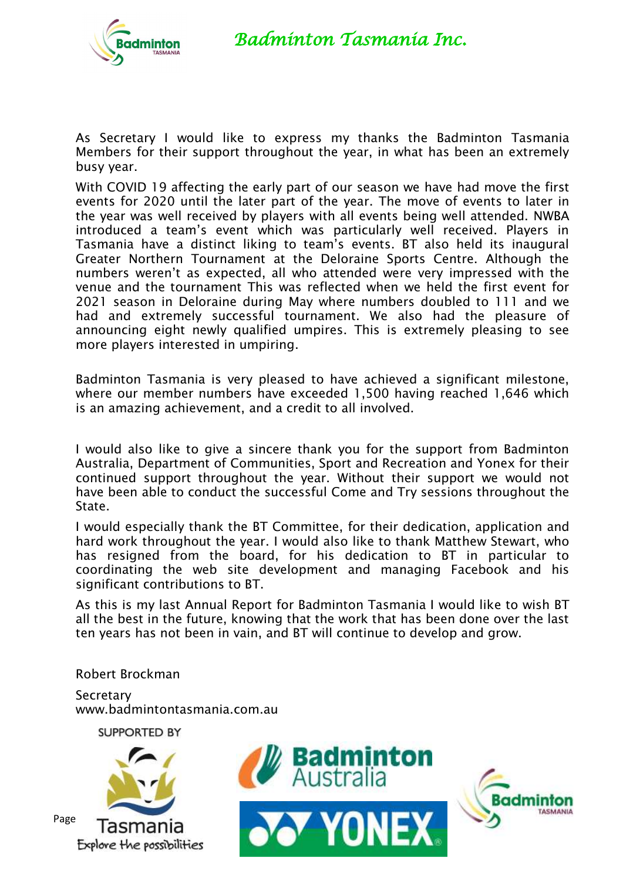# Badminton Tasmania Inc.

As Secretary I would like to express my thanks the Badminton Tasmania Members for their support throughout the year, in what has been an extremely busy year.

With COVID 19 affecting the early part of our season we have had move the first events for 2020 until the later part of the year. The move of events to later in the year was well received by players with all events being well attended. NWBA introduced a team's event which was particularly well received. Players in Tasmania have a distinct liking to team's events. BT also held its inaugural Greater Northern Tournament at the Deloraine Sports Centre. Although the numbers weren't as expected, all who attended were very impressed with the venue and the tournament This was reflected when we held the first event for 2021 season in Deloraine during May where numbers doubled to 111 and we had and extremely successful tournament. We also had the pleasure of announcing eight newly qualified umpires. This is extremely pleasing to see more players interested in umpiring.

Badminton Tasmania is very pleased to have achieved a significant milestone, where our member numbers have exceeded 1,500 having reached 1,646 which is an amazing achievement, and a credit to all involved.

I would also like to give a sincere thank you for the support from Badminton Australia, Department of Communities, Sport and Recreation and Yonex for their continued support throughout the year. Without their support we would not have been able to conduct the successful Come and Try sessions throughout the State.

I would especially thank the BT Committee, for their dedication, application and hard work throughout the year. I would also like to thank Matthew Stewart, who has resigned from the board, for his dedication to BT in particular to coordinating the web site development and managing Facebook and his significant contributions to BT.

As this is my last Annual Report for Badminton Tasmania I would like to wish BT all the best in the future, knowing that the work that has been done over the last ten years has not been in vain, and BT will continue to develop and grow.

Robert Brockman

Secretary
www.badmintontasmania.com.au

SUPPORTED BY